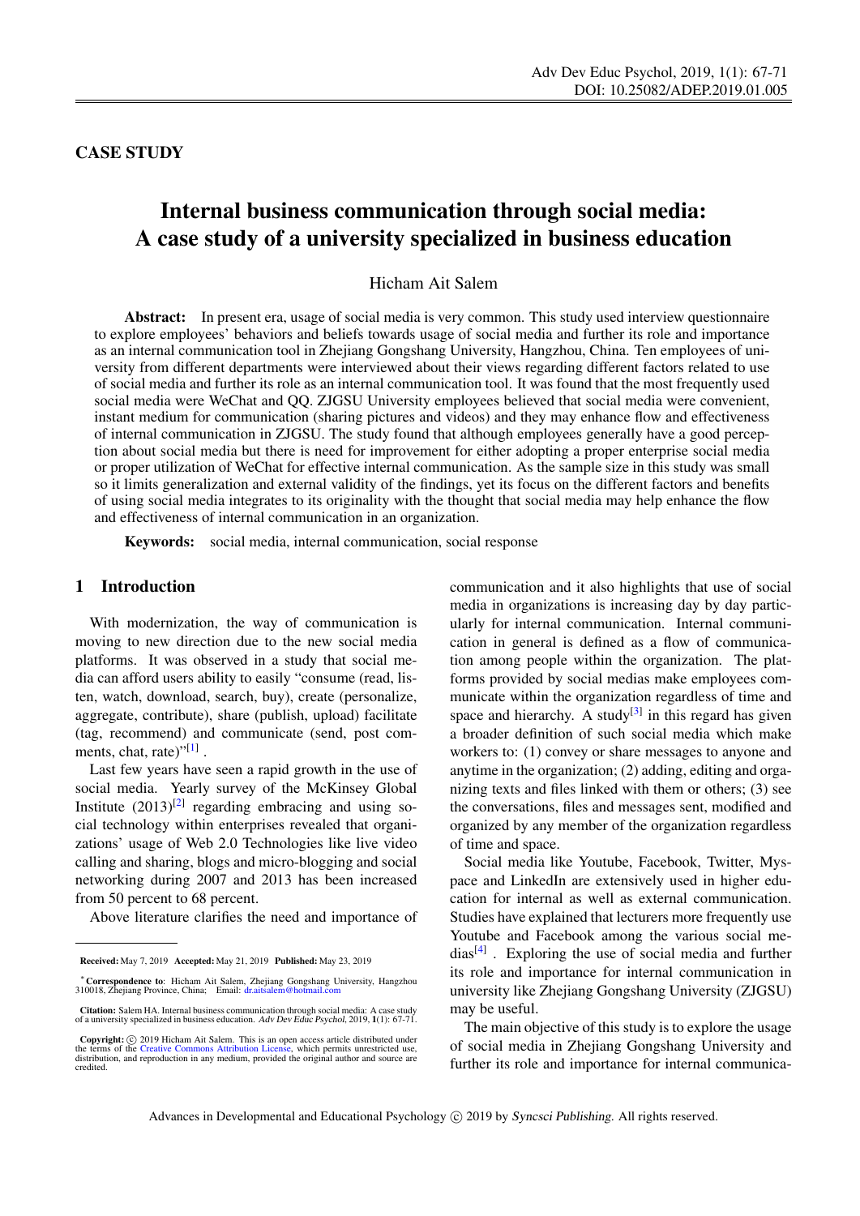CASE STUDY

# Internal business communication through social media: A case study of a university specialized in business education

Hicham Ait Salem

**Abstract:** In present era, usage of social media is very common. This study used interview questionnaire to explore employees' behaviors and beliefs towards usage of social media and further its role and importance as an internal communication tool in Zhejiang Gongshang University, Hangzhou, China. Ten employees of university from different departments were interviewed about their views regarding different factors related to use of social media and further its role as an internal communication tool. It was found that the most frequently used social media were WeChat and QQ. ZJGSU University employees believed that social media were convenient, instant medium for communication (sharing pictures and videos) and they may enhance flow and effectiveness of internal communication in ZJGSU. The study found that although employees generally have a good perception about social media but there is need for improvement for either adopting a proper enterprise social media or proper utilization of WeChat for effective internal communication. As the sample size in this study was small so it limits generalization and external validity of the findings, yet its focus on the different factors and benefits of using social media integrates to its originality with the thought that social media may help enhance the flow and effectiveness of internal communication in an organization.

**Keywords:** social media, internal communication, social response

## 1 Introduction

With modernization, the way of communication is moving to new direction due to the new social media platforms. It was observed in a study that social media can afford users ability to easily "consume (read, listen, watch, download, search, buy), create (personalize, aggregate, contribute), share (publish, upload) facilitate (tag, recommend) and communicate (send, post comments, chat, rate)"[1] .

Last few years have seen a rapid growth in the use of social media. Yearly survey of the McKinsey Global Institute (2013)[2] regarding embracing and using social technology within enterprises revealed that organizations' usage of Web 2.0 Technologies like live video calling and sharing, blogs and micro-blogging and social networking during 2007 and 2013 has been increased from 50 percent to 68 percent.

Above literature clarifies the need and importance of communication and it also highlights that use of social media in organizations is increasing day by day particularly for internal communication. Internal communication in general is defined as a flow of communication among people within the organization. The platforms provided by social medias make employees communicate within the organization regardless of time and space and hierarchy. A study[3] in this regard has given a broader definition of such social media which make workers to: (1) convey or share messages to anyone and anytime in the organization; (2) adding, editing and organizing texts and files linked with them or others; (3) see the conversations, files and messages sent, modified and organized by any member of the organization regardless of time and space.

Social media like Youtube, Facebook, Twitter, Myspace and LinkedIn are extensively used in higher education for internal as well as external communication. Studies have explained that lecturers more frequently use Youtube and Facebook among the various social medias[4] . Exploring the use of social media and further its role and importance for internal communication in university like Zhejiang Gongshang University (ZJGSU) may be useful.

The main objective of this study is to explore the usage of social media in Zhejiang Gongshang University and further its role and importance for internal communica-

---

**Received:** May 7, 2019 **Accepted:** May 21, 2019 **Published:** May 23, 2019

***Correspondence to**: Hicham Ait Salem, Zhejiang Gongshang University, Hangzhou 310018, Zhejiang Province, China; Email: dr.aitsalem@hotmail.com

**Citation:** Salem HA. Internal business communication through social media: A case study of a university specialized in business education. *Adv Dev Educ Psychol*, 2019, **1**(1): 67-71.

**Copyright:** © 2019 Hicham Ait Salem. This is an open access article distributed under the terms of the Creative Commons Attribution License, which permits unrestricted use, distribution, and reproduction in any medium, provided the original author and source are credited.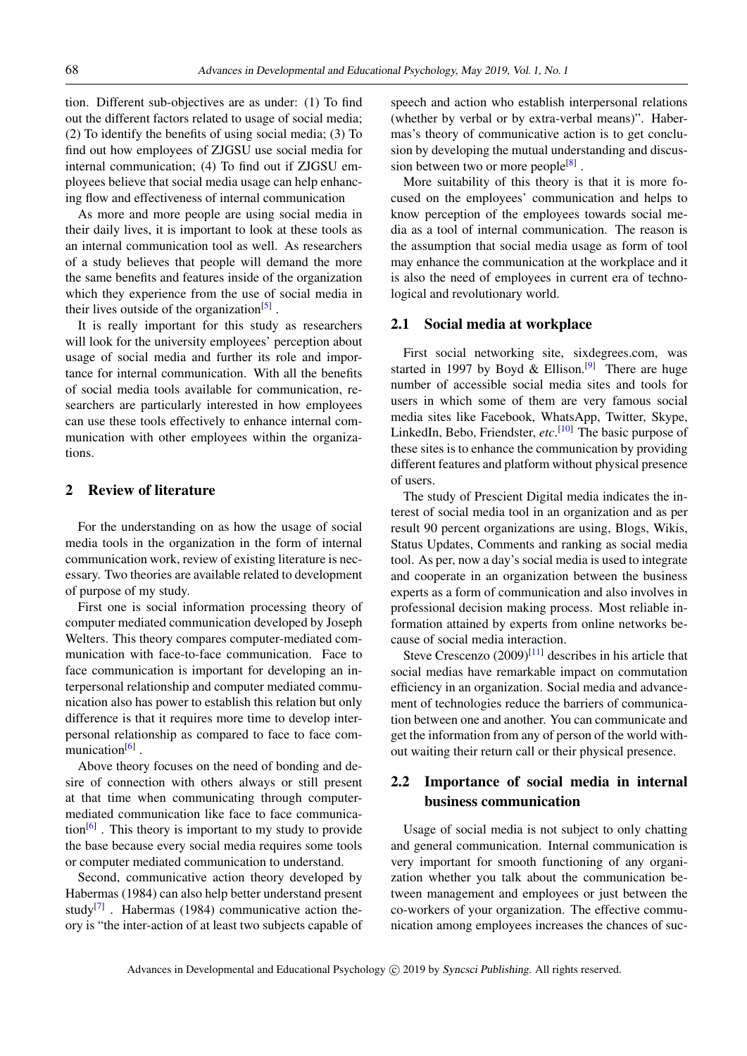tion. Different sub-objectives are as under: (1) To find out the different factors related to usage of social media; (2) To identify the benefits of using social media; (3) To find out how employees of ZJGSU use social media for internal communication; (4) To find out if ZJGSU employees believe that social media usage can help enhancing flow and effectiveness of internal communication

As more and more people are using social media in their daily lives, it is important to look at these tools as an internal communication tool as well. As researchers of a study believes that people will demand the more the same benefits and features inside of the organization which they experience from the use of social media in their lives outside of the organization[5] .

It is really important for this study as researchers will look for the university employees' perception about usage of social media and further its role and importance for internal communication. With all the benefits of social media tools available for communication, researchers are particularly interested in how employees can use these tools effectively to enhance internal communication with other employees within the organizations.

## 2 Review of literature

For the understanding on as how the usage of social media tools in the organization in the form of internal communication work, review of existing literature is necessary. Two theories are available related to development of purpose of my study.

First one is social information processing theory of computer mediated communication developed by Joseph Welters. This theory compares computer-mediated communication with face-to-face communication. Face to face communication is important for developing an interpersonal relationship and computer mediated communication also has power to establish this relation but only difference is that it requires more time to develop interpersonal relationship as compared to face to face communication[6] .

Above theory focuses on the need of bonding and desire of connection with others always or still present at that time when communicating through computer-mediated communication like face to face communication[6] . This theory is important to my study to provide the base because every social media requires some tools or computer mediated communication to understand.

Second, communicative action theory developed by Habermas (1984) can also help better understand present study[7] . Habermas (1984) communicative action theory is "the inter-action of at least two subjects capable of speech and action who establish interpersonal relations (whether by verbal or by extra-verbal means)". Habermas's theory of communicative action is to get conclusion by developing the mutual understanding and discussion between two or more people[8] .

More suitability of this theory is that it is more focused on the employees' communication and helps to know perception of the employees towards social media as a tool of internal communication. The reason is the assumption that social media usage as form of tool may enhance the communication at the workplace and it is also the need of employees in current era of technological and revolutionary world.

### 2.1 Social media at workplace

First social networking site, sixdegrees.com, was started in 1997 by Boyd & Ellison.[9] There are huge number of accessible social media sites and tools for users in which some of them are very famous social media sites like Facebook, WhatsApp, Twitter, Skype, LinkedIn, Bebo, Friendster, *etc*.[10] The basic purpose of these sites is to enhance the communication by providing different features and platform without physical presence of users.

The study of Prescient Digital media indicates the interest of social media tool in an organization and as per result 90 percent organizations are using, Blogs, Wikis, Status Updates, Comments and ranking as social media tool. As per, now a day's social media is used to integrate and cooperate in an organization between the business experts as a form of communication and also involves in professional decision making process. Most reliable information attained by experts from online networks because of social media interaction.

Steve Crescenzo (2009)[11] describes in his article that social medias have remarkable impact on commutation efficiency in an organization. Social media and advancement of technologies reduce the barriers of communication between one and another. You can communicate and get the information from any of person of the world without waiting their return call or their physical presence.

### 2.2 Importance of social media in internal business communication

Usage of social media is not subject to only chatting and general communication. Internal communication is very important for smooth functioning of any organization whether you talk about the communication between management and employees or just between the co-workers of your organization. The effective communication among employees increases the chances of suc-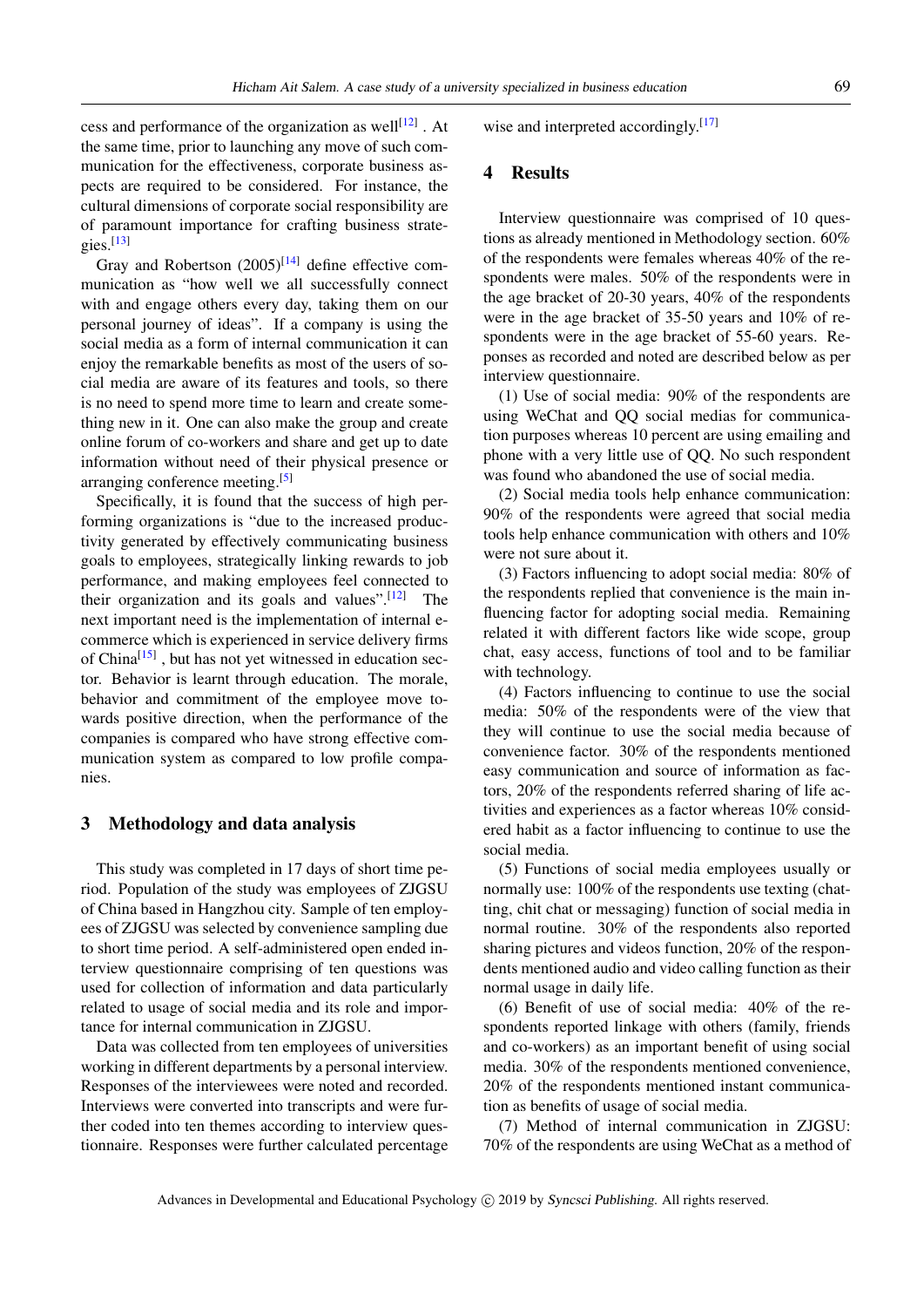cess and performance of the organization as well[12] . At the same time, prior to launching any move of such communication for the effectiveness, corporate business aspects are required to be considered. For instance, the cultural dimensions of corporate social responsibility are of paramount importance for crafting business strategies.[13]

Gray and Robertson (2005)[14] define effective communication as "how well we all successfully connect with and engage others every day, taking them on our personal journey of ideas". If a company is using the social media as a form of internal communication it can enjoy the remarkable benefits as most of the users of social media are aware of its features and tools, so there is no need to spend more time to learn and create something new in it. One can also make the group and create online forum of co-workers and share and get up to date information without need of their physical presence or arranging conference meeting.[5]

Specifically, it is found that the success of high performing organizations is "due to the increased productivity generated by effectively communicating business goals to employees, strategically linking rewards to job performance, and making employees feel connected to their organization and its goals and values".[12] The next important need is the implementation of internal e-commerce which is experienced in service delivery firms of China[15] , but has not yet witnessed in education sector. Behavior is learnt through education. The morale, behavior and commitment of the employee move towards positive direction, when the performance of the companies is compared who have strong effective communication system as compared to low profile companies.

## 3 Methodology and data analysis

This study was completed in 17 days of short time period. Population of the study was employees of ZJGSU of China based in Hangzhou city. Sample of ten employees of ZJGSU was selected by convenience sampling due to short time period. A self-administered open ended interview questionnaire comprising of ten questions was used for collection of information and data particularly related to usage of social media and its role and importance for internal communication in ZJGSU.

Data was collected from ten employees of universities working in different departments by a personal interview. Responses of the interviewees were noted and recorded. Interviews were converted into transcripts and were further coded into ten themes according to interview questionnaire. Responses were further calculated percentage wise and interpreted accordingly.[17]

## 4 Results

Interview questionnaire was comprised of 10 questions as already mentioned in Methodology section. 60% of the respondents were females whereas 40% of the respondents were males. 50% of the respondents were in the age bracket of 20-30 years, 40% of the respondents were in the age bracket of 35-50 years and 10% of respondents were in the age bracket of 55-60 years. Responses as recorded and noted are described below as per interview questionnaire.

(1) Use of social media: 90% of the respondents are using WeChat and QQ social medias for communication purposes whereas 10 percent are using emailing and phone with a very little use of QQ. No such respondent was found who abandoned the use of social media.

(2) Social media tools help enhance communication: 90% of the respondents were agreed that social media tools help enhance communication with others and 10% were not sure about it.

(3) Factors influencing to adopt social media: 80% of the respondents replied that convenience is the main influencing factor for adopting social media. Remaining related it with different factors like wide scope, group chat, easy access, functions of tool and to be familiar with technology.

(4) Factors influencing to continue to use the social media: 50% of the respondents were of the view that they will continue to use the social media because of convenience factor. 30% of the respondents mentioned easy communication and source of information as factors, 20% of the respondents referred sharing of life activities and experiences as a factor whereas 10% considered habit as a factor influencing to continue to use the social media.

(5) Functions of social media employees usually or normally use: 100% of the respondents use texting (chatting, chit chat or messaging) function of social media in normal routine. 30% of the respondents also reported sharing pictures and videos function, 20% of the respondents mentioned audio and video calling function as their normal usage in daily life.

(6) Benefit of use of social media: 40% of the respondents reported linkage with others (family, friends and co-workers) as an important benefit of using social media. 30% of the respondents mentioned convenience, 20% of the respondents mentioned instant communication as benefits of usage of social media.

(7) Method of internal communication in ZJGSU: 70% of the respondents are using WeChat as a method of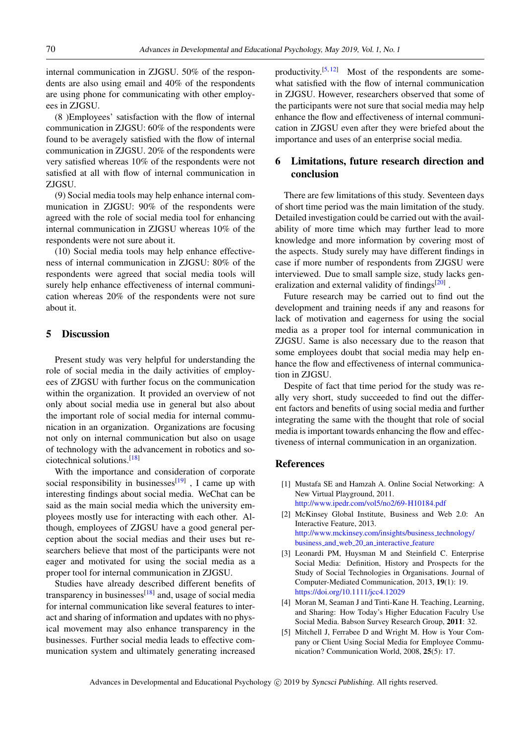internal communication in ZJGSU. 50% of the respondents are also using email and 40% of the respondents are using phone for communicating with other employees in ZJGSU.

(8 )Employees' satisfaction with the flow of internal communication in ZJGSU: 60% of the respondents were found to be averagely satisfied with the flow of internal communication in ZJGSU. 20% of the respondents were very satisfied whereas 10% of the respondents were not satisfied at all with flow of internal communication in ZJGSU.

(9) Social media tools may help enhance internal communication in ZJGSU: 90% of the respondents were agreed with the role of social media tool for enhancing internal communication in ZJGSU whereas 10% of the respondents were not sure about it.

(10) Social media tools may help enhance effectiveness of internal communication in ZJGSU: 80% of the respondents were agreed that social media tools will surely help enhance effectiveness of internal communication whereas 20% of the respondents were not sure about it.

## 5 Discussion

Present study was very helpful for understanding the role of social media in the daily activities of employees of ZJGSU with further focus on the communication within the organization. It provided an overview of not only about social media use in general but also about the important role of social media for internal communication in an organization. Organizations are focusing not only on internal communication but also on usage of technology with the advancement in robotics and sociotechnical solutions.[18]

With the importance and consideration of corporate social responsibility in businesses[19] , I came up with interesting findings about social media. WeChat can be said as the main social media which the university employees mostly use for interacting with each other. Although, employees of ZJGSU have a good general perception about the social medias and their uses but researchers believe that most of the participants were not eager and motivated for using the social media as a proper tool for internal communication in ZJGSU.

Studies have already described different benefits of transparency in businesses[18] and, usage of social media for internal communication like several features to interact and sharing of information and updates with no physical movement may also enhance transparency in the businesses. Further social media leads to effective communication system and ultimately generating increased productivity.[5, 12] Most of the respondents are somewhat satisfied with the flow of internal communication in ZJGSU. However, researchers observed that some of the participants were not sure that social media may help enhance the flow and effectiveness of internal communication in ZJGSU even after they were briefed about the importance and uses of an enterprise social media.

## 6 Limitations, future research direction and conclusion

There are few limitations of this study. Seventeen days of short time period was the main limitation of the study. Detailed investigation could be carried out with the availability of more time which may further lead to more knowledge and more information by covering most of the aspects. Study surely may have different findings in case if more number of respondents from ZJGSU were interviewed. Due to small sample size, study lacks generalization and external validity of findings[20] .

Future research may be carried out to find out the development and training needs if any and reasons for lack of motivation and eagerness for using the social media as a proper tool for internal communication in ZJGSU. Same is also necessary due to the reason that some employees doubt that social media may help enhance the flow and effectiveness of internal communication in ZJGSU.

Despite of fact that time period for the study was really very short, study succeeded to find out the different factors and benefits of using social media and further integrating the same with the thought that role of social media is important towards enhancing the flow and effectiveness of internal communication in an organization.

## References

[1] Mustafa SE and Hamzah A. Online Social Networking: A New Virtual Playground, 2011. http://www.ipedr.com/vol5/no2/69-H10184.pdf

[2] McKinsey Global Institute, Business and Web 2.0: An Interactive Feature, 2013. http://www.mckinsey.com/insights/business_technology/business_and_web_20_an_interactive_feature

[3] Leonardi PM, Huysman M and Steinfield C. Enterprise Social Media: Definition, History and Prospects for the Study of Social Technologies in Organisations. Journal of Computer-Mediated Communication, 2013, **19**(1): 19. https://doi.org/10.1111/jcc4.12029

[4] Moran M, Seaman J and Tinti-Kane H. Teaching, Learning, and Sharing: How Today's Higher Education Faculry Use Social Media. Babson Survey Research Group, **2011**: 32.

[5] Mitchell J, Ferrabee D and Wright M. How is Your Company or Client Using Social Media for Employee Communication? Communication World, 2008, **25**(5): 17.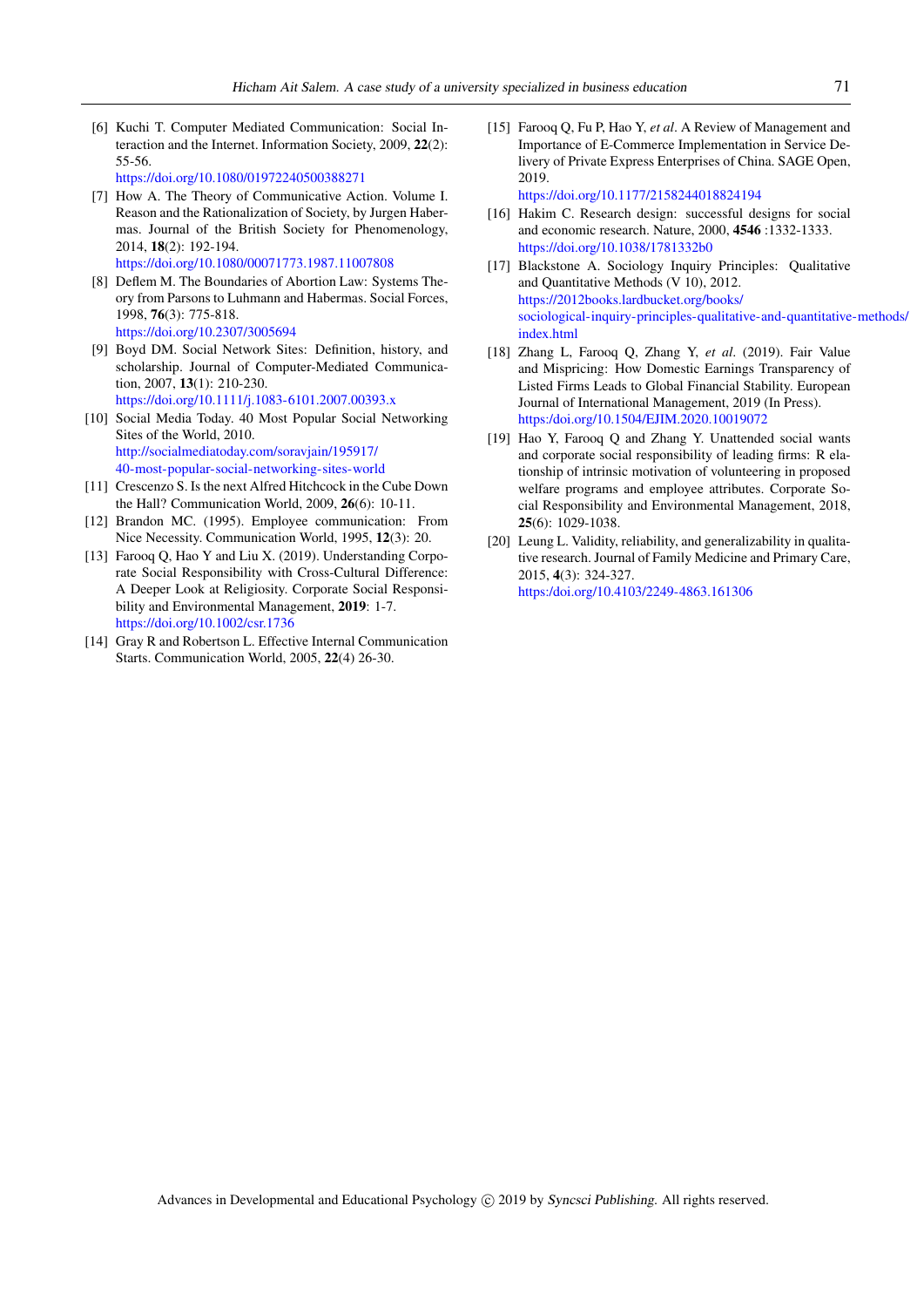[6] Kuchi T. Computer Mediated Communication: Social Interaction and the Internet. Information Society, 2009, **22**(2): 55-56.
https://doi.org/10.1080/01972240500388271

[7] How A. The Theory of Communicative Action. Volume I. Reason and the Rationalization of Society, by Jurgen Habermas. Journal of the British Society for Phenomenology, 2014, **18**(2): 192-194.
https://doi.org/10.1080/00071773.1987.11007808

[8] Deflem M. The Boundaries of Abortion Law: Systems Theory from Parsons to Luhmann and Habermas. Social Forces, 1998, **76**(3): 775-818.
https://doi.org/10.2307/3005694

[9] Boyd DM. Social Network Sites: Definition, history, and scholarship. Journal of Computer-Mediated Communication, 2007, **13**(1): 210-230.
https://doi.org/10.1111/j.1083-6101.2007.00393.x

[10] Social Media Today. 40 Most Popular Social Networking Sites of the World, 2010.
http://socialmediatoday.com/soravjain/195917/40-most-popular-social-networking-sites-world

[11] Crescenzo S. Is the next Alfred Hitchcock in the Cube Down the Hall? Communication World, 2009, **26**(6): 10-11.

[12] Brandon MC. (1995). Employee communication: From Nice Necessity. Communication World, 1995, **12**(3): 20.

[13] Farooq Q, Hao Y and Liu X. (2019). Understanding Corporate Social Responsibility with Cross-Cultural Difference: A Deeper Look at Religiosity. Corporate Social Responsibility and Environmental Management, **2019**: 1-7.
https://doi.org/10.1002/csr.1736

[14] Gray R and Robertson L. Effective Internal Communication Starts. Communication World, 2005, **22**(4) 26-30.

[15] Farooq Q, Fu P, Hao Y, *et al*. A Review of Management and Importance of E-Commerce Implementation in Service Delivery of Private Express Enterprises of China. SAGE Open, 2019.
https://doi.org/10.1177/2158244018824194

[16] Hakim C. Research design: successful designs for social and economic research. Nature, 2000, **4546** :1332-1333.
https://doi.org/10.1038/1781332b0

[17] Blackstone A. Sociology Inquiry Principles: Qualitative and Quantitative Methods (V 10), 2012.
https://2012books.lardbucket.org/books/sociological-inquiry-principles-qualitative-and-quantitative-methods/index.html

[18] Zhang L, Farooq Q, Zhang Y, *et al*. (2019). Fair Value and Mispricing: How Domestic Earnings Transparency of Listed Firms Leads to Global Financial Stability. European Journal of International Management, 2019 (In Press).
https://doi.org/10.1504/EJIM.2020.10019072

[19] Hao Y, Farooq Q and Zhang Y. Unattended social wants and corporate social responsibility of leading firms: R elationship of intrinsic motivation of volunteering in proposed welfare programs and employee attributes. Corporate Social Responsibility and Environmental Management, 2018, **25**(6): 1029-1038.

[20] Leung L. Validity, reliability, and generalizability in qualitative research. Journal of Family Medicine and Primary Care, 2015, **4**(3): 324-327.
https://doi.org/10.4103/2249-4863.161306